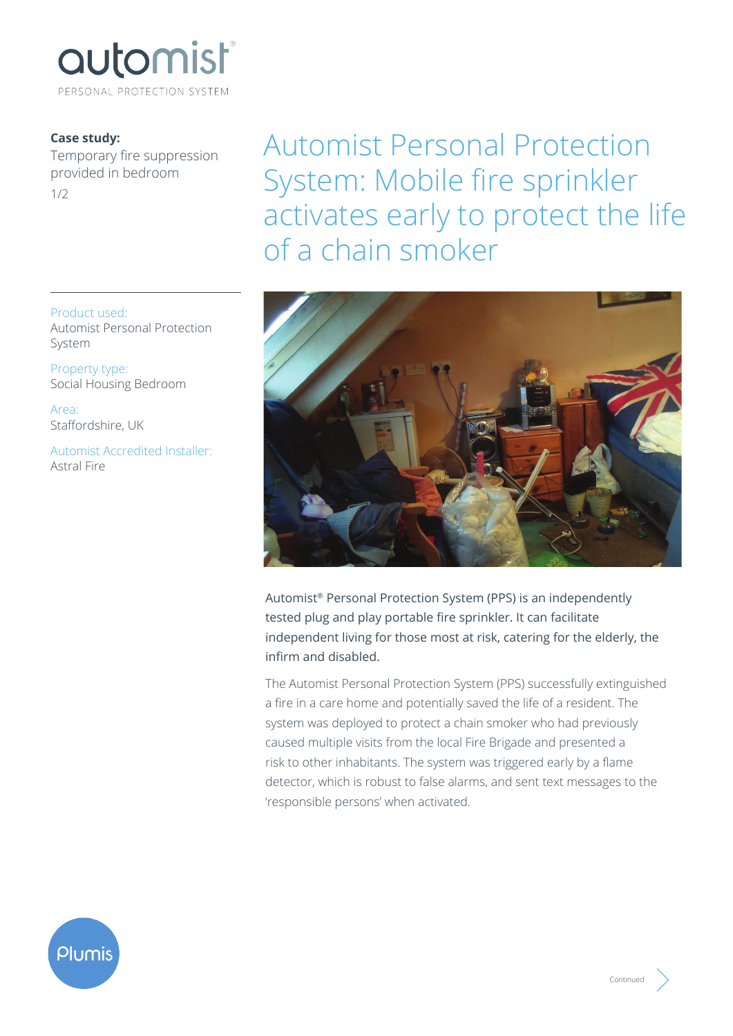automist®
PERSONAL PROTECTION SYSTEM

**Case study:**
Temporary fire suppression provided in bedroom

# Automist Personal Protection System: Mobile fire sprinkler activates early to protect the life of a chain smoker

Product used:
Automist Personal Protection System

Property type:
Social Housing Bedroom

Area:
Staffordshire, UK

Automist Accredited Installer:
Astral Fire

Automist® Personal Protection System (PPS) is an independently tested plug and play portable fire sprinkler. It can facilitate independent living for those most at risk, catering for the elderly, the infirm and disabled.

The Automist Personal Protection System (PPS) successfully extinguished a fire in a care home and potentially saved the life of a resident. The system was deployed to protect a chain smoker who had previously caused multiple visits from the local Fire Brigade and presented a risk to other inhabitants. The system was triggered early by a flame detector, which is robust to false alarms, and sent text messages to the 'responsible persons' when activated.

Plumis

Continued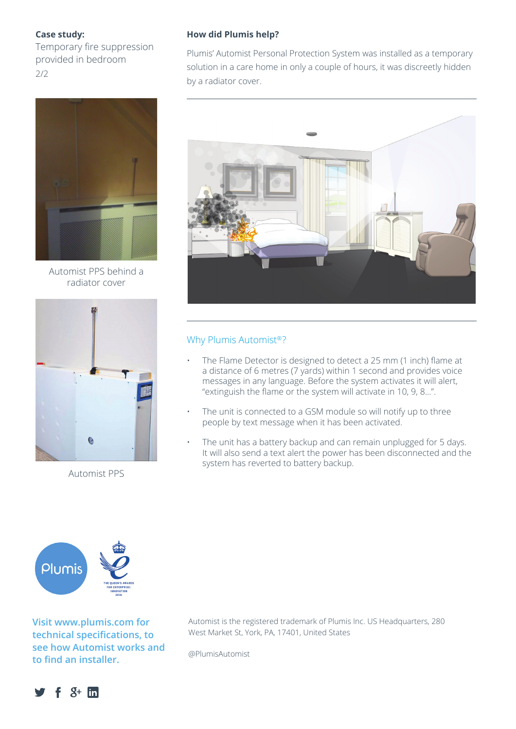**Case study:**
Temporary fire suppression provided in bedroom
2/2

Automist PPS behind a radiator cover

Automist PPS

## How did Plumis help?

Plumis' Automist Personal Protection System was installed as a temporary solution in a care home in only a couple of hours, it was discreetly hidden by a radiator cover.

## Why Plumis Automist®?

- The Flame Detector is designed to detect a 25 mm (1 inch) flame at a distance of 6 metres (7 yards) within 1 second and provides voice messages in any language. Before the system activates it will alert, "extinguish the flame or the system will activate in 10, 9, 8...".
- The unit is connected to a GSM module so will notify up to three people by text message when it has been activated.
- The unit has a battery backup and can remain unplugged for 5 days. It will also send a text alert the power has been disconnected and the system has reverted to battery backup.

Plumis

THE QUEEN'S AWARDS FOR ENTERPRISE: INNOVATION 2016

**Visit www.plumis.com for technical specifications, to see how Automist works and to find an installer.**

Automist is the registered trademark of Plumis Inc. US Headquarters, 280 West Market St, York, PA, 17401, United States

@PlumisAutomist